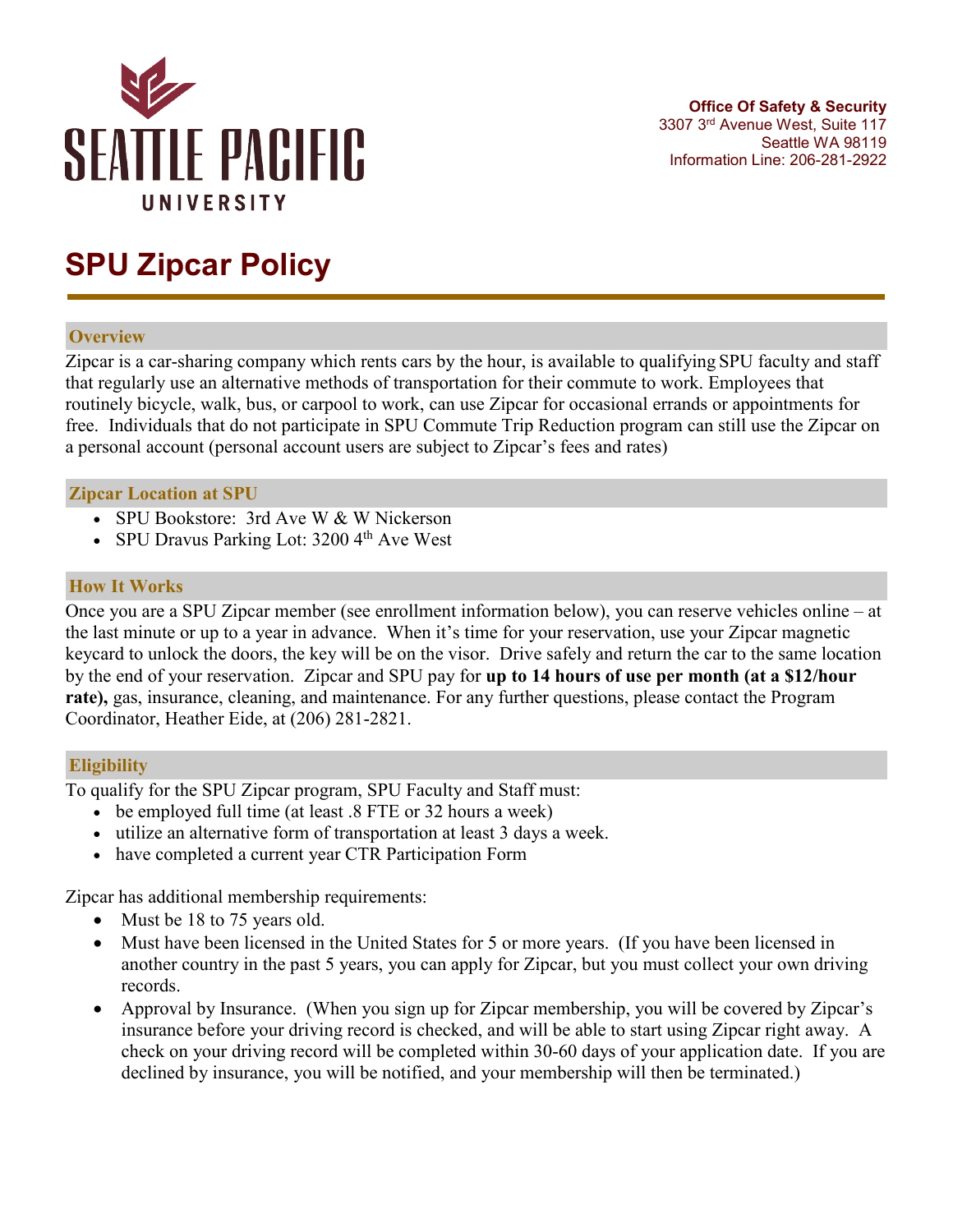**SEATTLE PACIFIC UNIVERSITY**

**Office Of Safety & Security**
3307 3rd Avenue West, Suite 117
Seattle WA 98119
Information Line: 206-281-2922

# SPU Zipcar Policy

## Overview

Zipcar is a car-sharing company which rents cars by the hour, is available to qualifying SPU faculty and staff that regularly use an alternative methods of transportation for their commute to work. Employees that routinely bicycle, walk, bus, or carpool to work, can use Zipcar for occasional errands or appointments for free. Individuals that do not participate in SPU Commute Trip Reduction program can still use the Zipcar on a personal account (personal account users are subject to Zipcar's fees and rates)

## Zipcar Location at SPU

- SPU Bookstore: 3rd Ave W & W Nickerson
- SPU Dravus Parking Lot: 3200 4th Ave West

## How It Works

Once you are a SPU Zipcar member (see enrollment information below), you can reserve vehicles online – at the last minute or up to a year in advance. When it's time for your reservation, use your Zipcar magnetic keycard to unlock the doors, the key will be on the visor. Drive safely and return the car to the same location by the end of your reservation. Zipcar and SPU pay for **up to 14 hours of use per month (at a $12/hour rate),** gas, insurance, cleaning, and maintenance. For any further questions, please contact the Program Coordinator, Heather Eide, at (206) 281-2821.

## Eligibility

To qualify for the SPU Zipcar program, SPU Faculty and Staff must:

- be employed full time (at least .8 FTE or 32 hours a week)
- utilize an alternative form of transportation at least 3 days a week.
- have completed a current year CTR Participation Form

Zipcar has additional membership requirements:

- Must be 18 to 75 years old.
- Must have been licensed in the United States for 5 or more years. (If you have been licensed in another country in the past 5 years, you can apply for Zipcar, but you must collect your own driving records.
- Approval by Insurance. (When you sign up for Zipcar membership, you will be covered by Zipcar's insurance before your driving record is checked, and will be able to start using Zipcar right away. A check on your driving record will be completed within 30-60 days of your application date. If you are declined by insurance, you will be notified, and your membership will then be terminated.)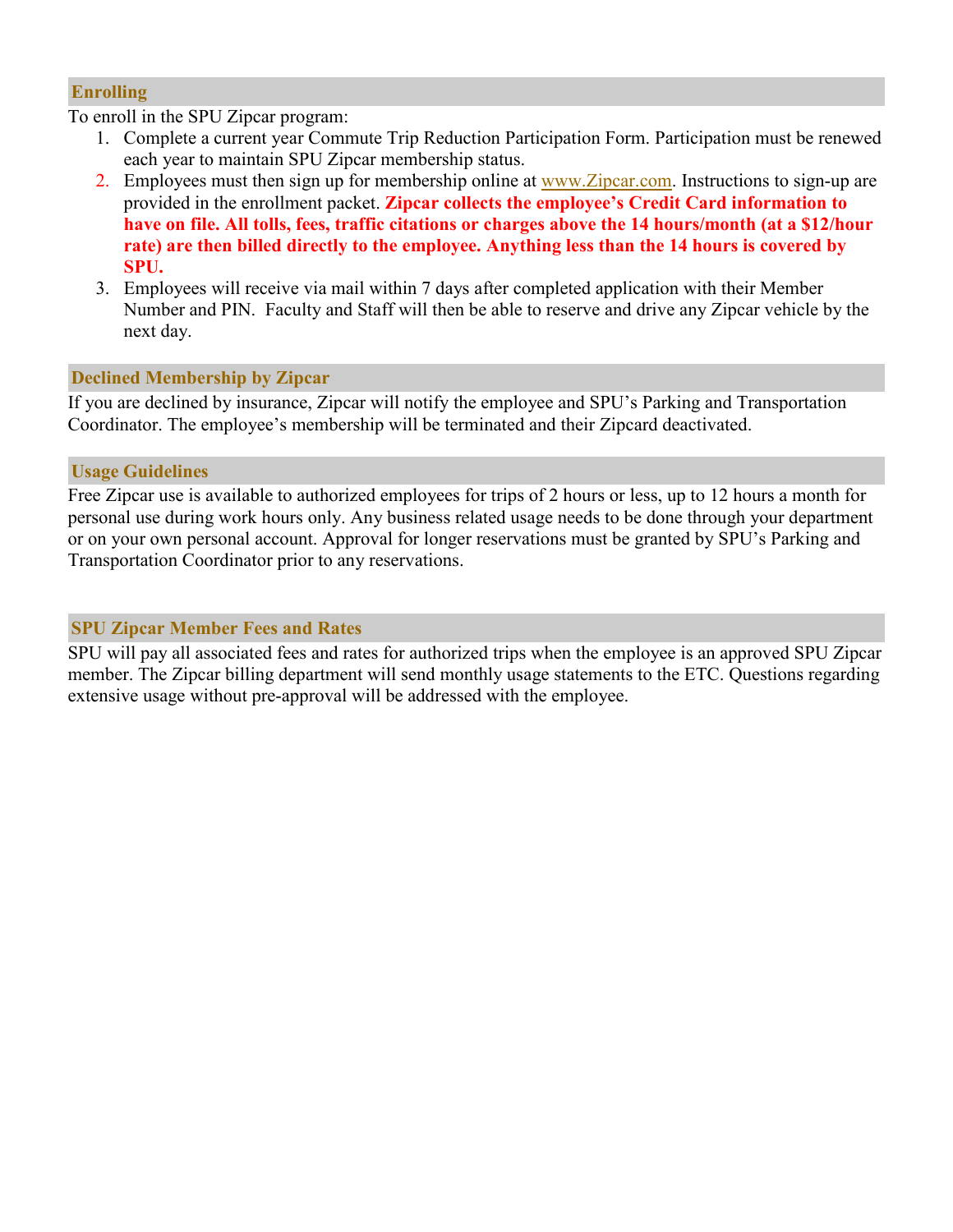## Enrolling

To enroll in the SPU Zipcar program:

1. Complete a current year Commute Trip Reduction Participation Form. Participation must be renewed each year to maintain SPU Zipcar membership status.
2. Employees must then sign up for membership online at www.Zipcar.com. Instructions to sign-up are provided in the enrollment packet. **Zipcar collects the employee's Credit Card information to have on file. All tolls, fees, traffic citations or charges above the 14 hours/month (at a $12/hour rate) are then billed directly to the employee. Anything less than the 14 hours is covered by SPU.**
3. Employees will receive via mail within 7 days after completed application with their Member Number and PIN. Faculty and Staff will then be able to reserve and drive any Zipcar vehicle by the next day.

## Declined Membership by Zipcar

If you are declined by insurance, Zipcar will notify the employee and SPU's Parking and Transportation Coordinator. The employee's membership will be terminated and their Zipcard deactivated.

## Usage Guidelines

Free Zipcar use is available to authorized employees for trips of 2 hours or less, up to 12 hours a month for personal use during work hours only. Any business related usage needs to be done through your department or on your own personal account. Approval for longer reservations must be granted by SPU's Parking and Transportation Coordinator prior to any reservations.

## SPU Zipcar Member Fees and Rates

SPU will pay all associated fees and rates for authorized trips when the employee is an approved SPU Zipcar member. The Zipcar billing department will send monthly usage statements to the ETC. Questions regarding extensive usage without pre-approval will be addressed with the employee.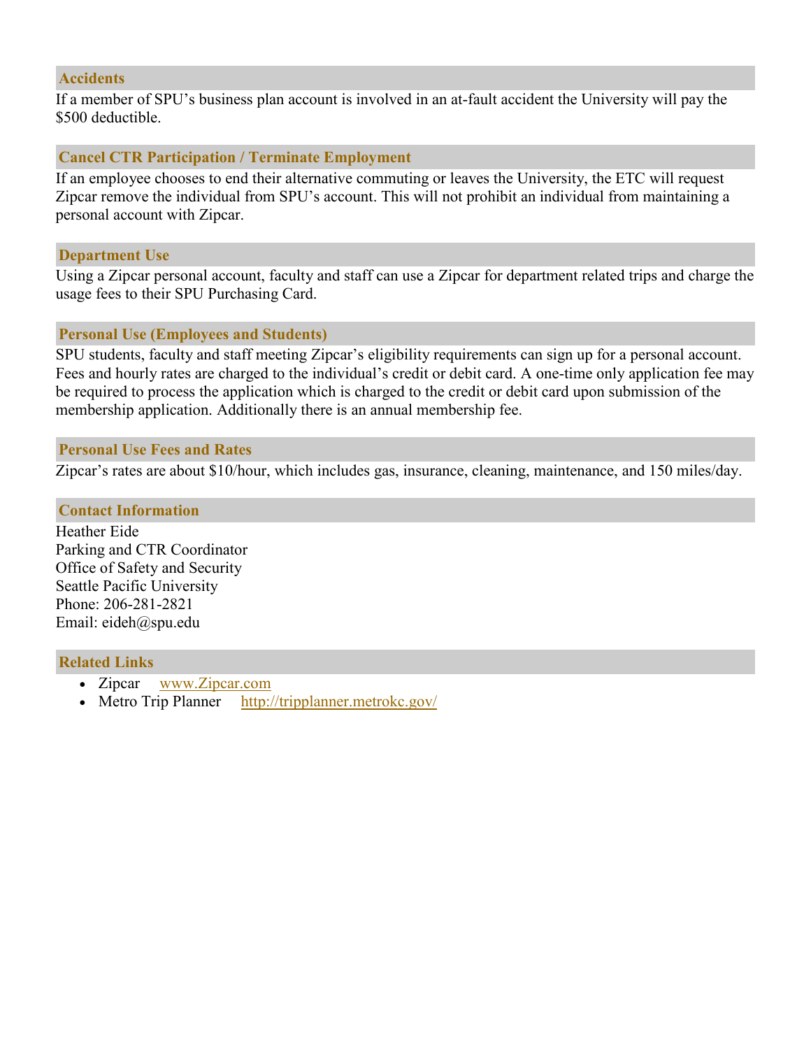## Accidents

If a member of SPU's business plan account is involved in an at-fault accident the University will pay the $500 deductible.

## Cancel CTR Participation / Terminate Employment

If an employee chooses to end their alternative commuting or leaves the University, the ETC will request Zipcar remove the individual from SPU's account. This will not prohibit an individual from maintaining a personal account with Zipcar.

## Department Use

Using a Zipcar personal account, faculty and staff can use a Zipcar for department related trips and charge the usage fees to their SPU Purchasing Card.

## Personal Use (Employees and Students)

SPU students, faculty and staff meeting Zipcar's eligibility requirements can sign up for a personal account. Fees and hourly rates are charged to the individual's credit or debit card. A one-time only application fee may be required to process the application which is charged to the credit or debit card upon submission of the membership application. Additionally there is an annual membership fee.

## Personal Use Fees and Rates

Zipcar's rates are about $10/hour, which includes gas, insurance, cleaning, maintenance, and 150 miles/day.

## Contact Information

Heather Eide
Parking and CTR Coordinator
Office of Safety and Security
Seattle Pacific University
Phone: 206-281-2821
Email: eideh@spu.edu

## Related Links

- Zipcar [www.Zipcar.com](www.Zipcar.com)
- Metro Trip Planner [http://tripplanner.metrokc.gov/](http://tripplanner.metrokc.gov/)